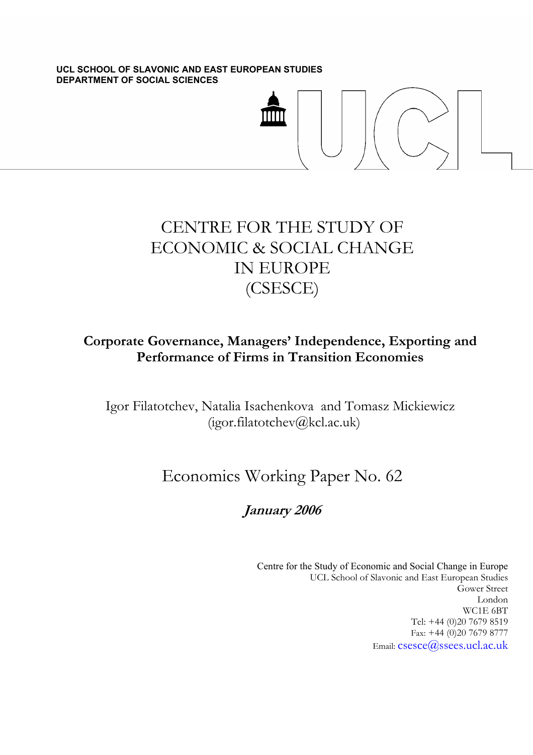**UCL SCHOOL OF SLAVONIC AND EAST EUROPEAN STUDIES**
**DEPARTMENT OF SOCIAL SCIENCES**

# CENTRE FOR THE STUDY OF ECONOMIC & SOCIAL CHANGE IN EUROPE (CSESCE)

## Corporate Governance, Managers' Independence, Exporting and Performance of Firms in Transition Economies

Igor Filatotchev, Natalia Isachenkova and Tomasz Mickiewicz
(igor.filatotchev@kcl.ac.uk)

Economics Working Paper No. 62

***January 2006***

Centre for the Study of Economic and Social Change in Europe
UCL School of Slavonic and East European Studies
Gower Street
London
WC1E 6BT
Tel: +44 (0)20 7679 8519
Fax: +44 (0)20 7679 8777
Email: csesce@ssees.ucl.ac.uk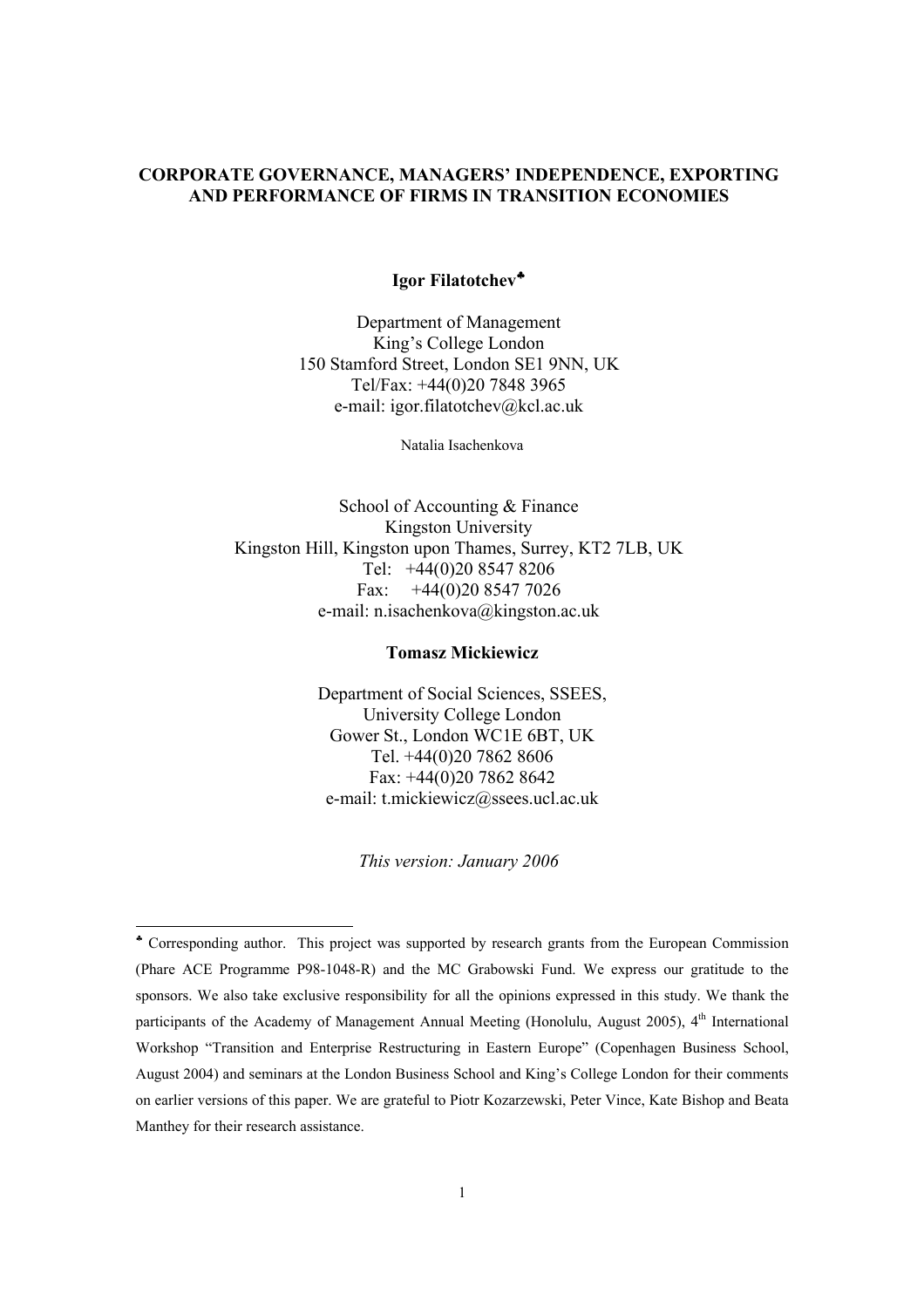**CORPORATE GOVERNANCE, MANAGERS' INDEPENDENCE, EXPORTING AND PERFORMANCE OF FIRMS IN TRANSITION ECONOMIES**

**Igor Filatotchev**[♣]

Department of Management
King's College London
150 Stamford Street, London SE1 9NN, UK
Tel/Fax: +44(0)20 7848 3965
e-mail: igor.filatotchev@kcl.ac.uk

Natalia Isachenkova

School of Accounting & Finance
Kingston University
Kingston Hill, Kingston upon Thames, Surrey, KT2 7LB, UK
Tel: +44(0)20 8547 8206
Fax: +44(0)20 8547 7026
e-mail: n.isachenkova@kingston.ac.uk

**Tomasz Mickiewicz**

Department of Social Sciences, SSEES,
University College London
Gower St., London WC1E 6BT, UK
Tel. +44(0)20 7862 8606
Fax: +44(0)20 7862 8642
e-mail: t.mickiewicz@ssees.ucl.ac.uk

*This version: January 2006*

---

[♣] Corresponding author. This project was supported by research grants from the European Commission (Phare ACE Programme P98-1048-R) and the MC Grabowski Fund. We express our gratitude to the sponsors. We also take exclusive responsibility for all the opinions expressed in this study. We thank the participants of the Academy of Management Annual Meeting (Honolulu, August 2005), 4th International Workshop "Transition and Enterprise Restructuring in Eastern Europe" (Copenhagen Business School, August 2004) and seminars at the London Business School and King's College London for their comments on earlier versions of this paper. We are grateful to Piotr Kozarzewski, Peter Vince, Kate Bishop and Beata Manthey for their research assistance.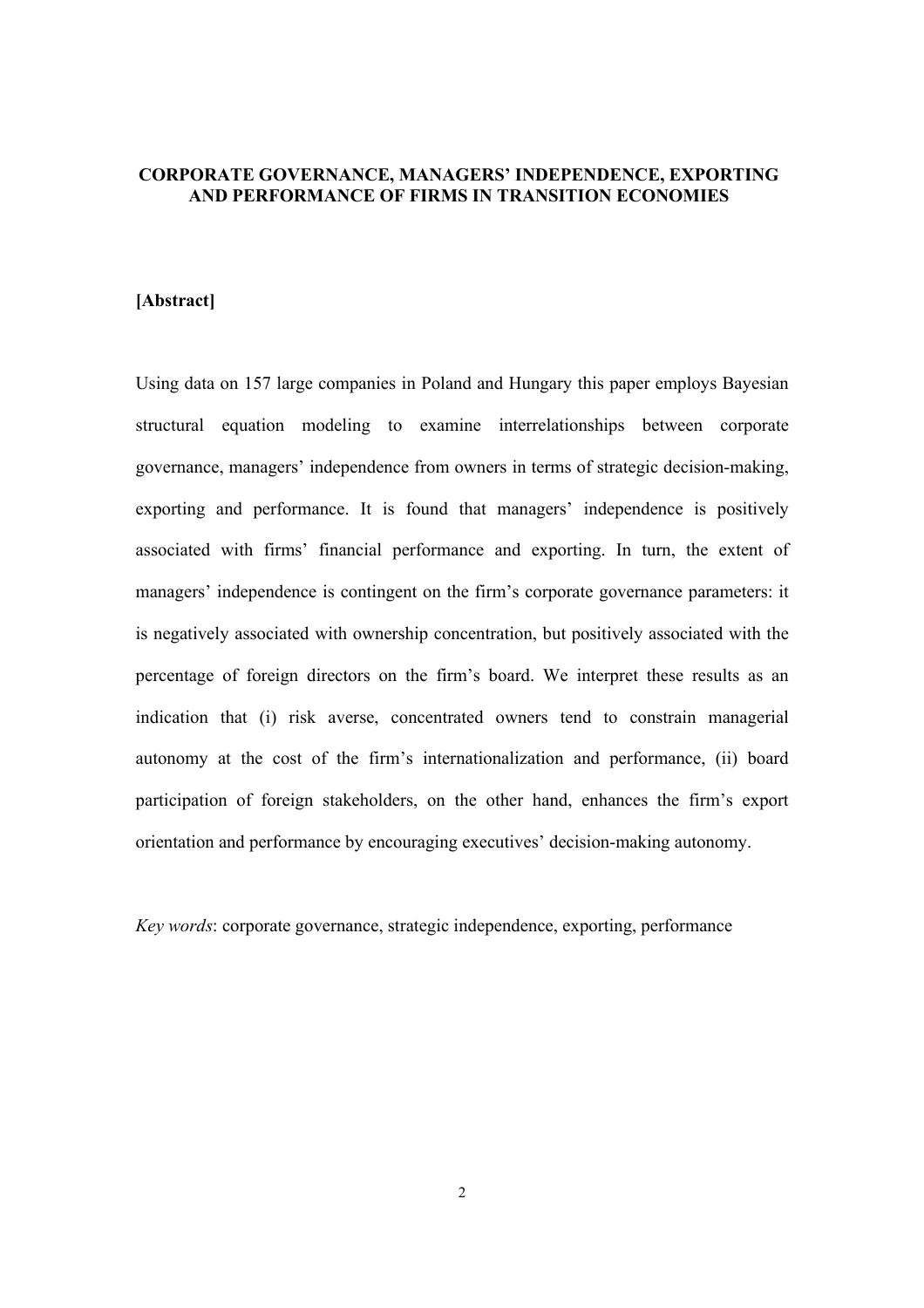# CORPORATE GOVERNANCE, MANAGERS' INDEPENDENCE, EXPORTING AND PERFORMANCE OF FIRMS IN TRANSITION ECONOMIES

**[Abstract]**

Using data on 157 large companies in Poland and Hungary this paper employs Bayesian structural equation modeling to examine interrelationships between corporate governance, managers' independence from owners in terms of strategic decision-making, exporting and performance. It is found that managers' independence is positively associated with firms' financial performance and exporting. In turn, the extent of managers' independence is contingent on the firm's corporate governance parameters: it is negatively associated with ownership concentration, but positively associated with the percentage of foreign directors on the firm's board. We interpret these results as an indication that (i) risk averse, concentrated owners tend to constrain managerial autonomy at the cost of the firm's internationalization and performance, (ii) board participation of foreign stakeholders, on the other hand, enhances the firm's export orientation and performance by encouraging executives' decision-making autonomy.

*Key words*: corporate governance, strategic independence, exporting, performance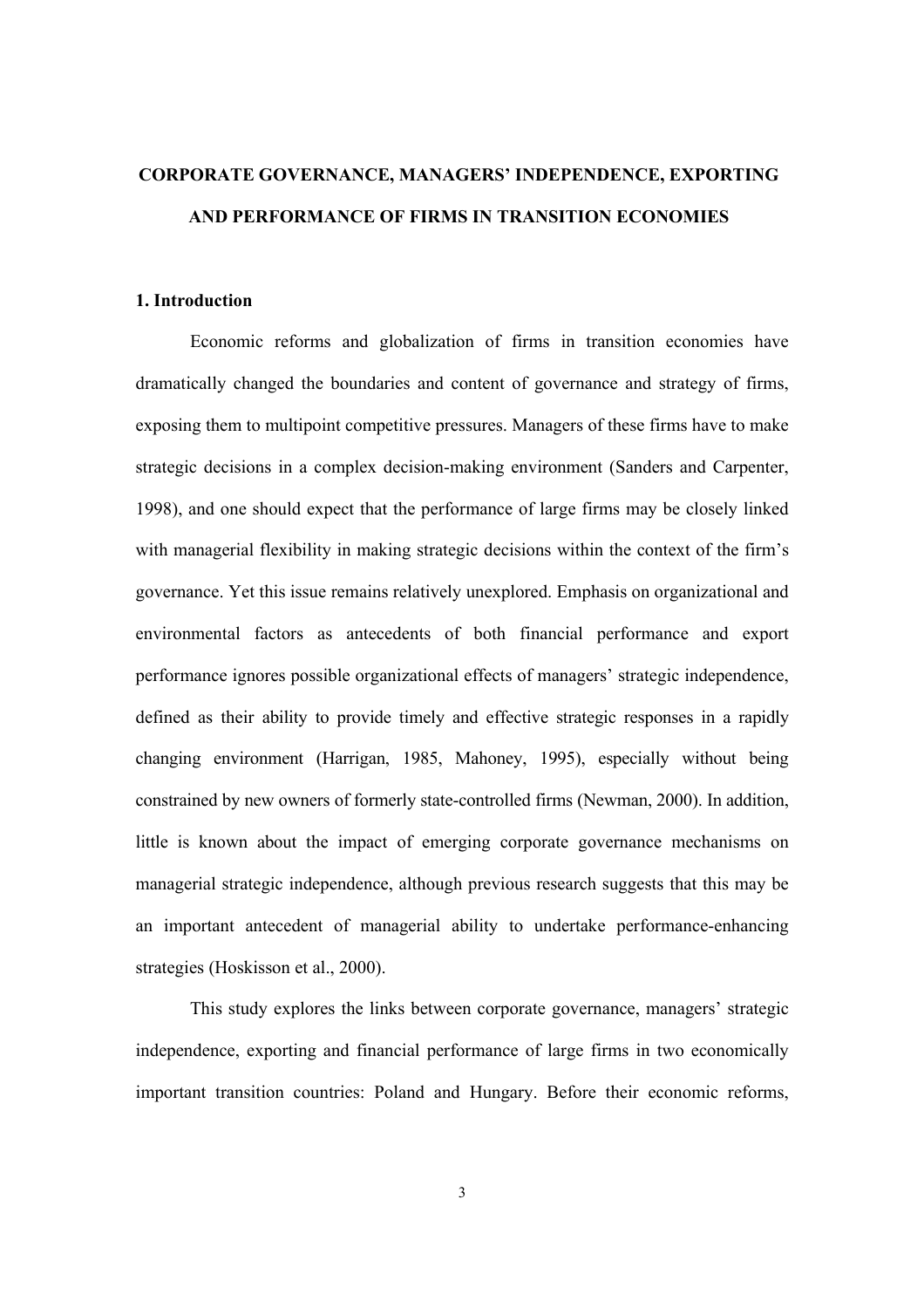# CORPORATE GOVERNANCE, MANAGERS' INDEPENDENCE, EXPORTING AND PERFORMANCE OF FIRMS IN TRANSITION ECONOMIES

## 1. Introduction

Economic reforms and globalization of firms in transition economies have dramatically changed the boundaries and content of governance and strategy of firms, exposing them to multipoint competitive pressures. Managers of these firms have to make strategic decisions in a complex decision-making environment (Sanders and Carpenter, 1998), and one should expect that the performance of large firms may be closely linked with managerial flexibility in making strategic decisions within the context of the firm's governance. Yet this issue remains relatively unexplored. Emphasis on organizational and environmental factors as antecedents of both financial performance and export performance ignores possible organizational effects of managers' strategic independence, defined as their ability to provide timely and effective strategic responses in a rapidly changing environment (Harrigan, 1985, Mahoney, 1995), especially without being constrained by new owners of formerly state-controlled firms (Newman, 2000). In addition, little is known about the impact of emerging corporate governance mechanisms on managerial strategic independence, although previous research suggests that this may be an important antecedent of managerial ability to undertake performance-enhancing strategies (Hoskisson et al., 2000).

This study explores the links between corporate governance, managers' strategic independence, exporting and financial performance of large firms in two economically important transition countries: Poland and Hungary. Before their economic reforms,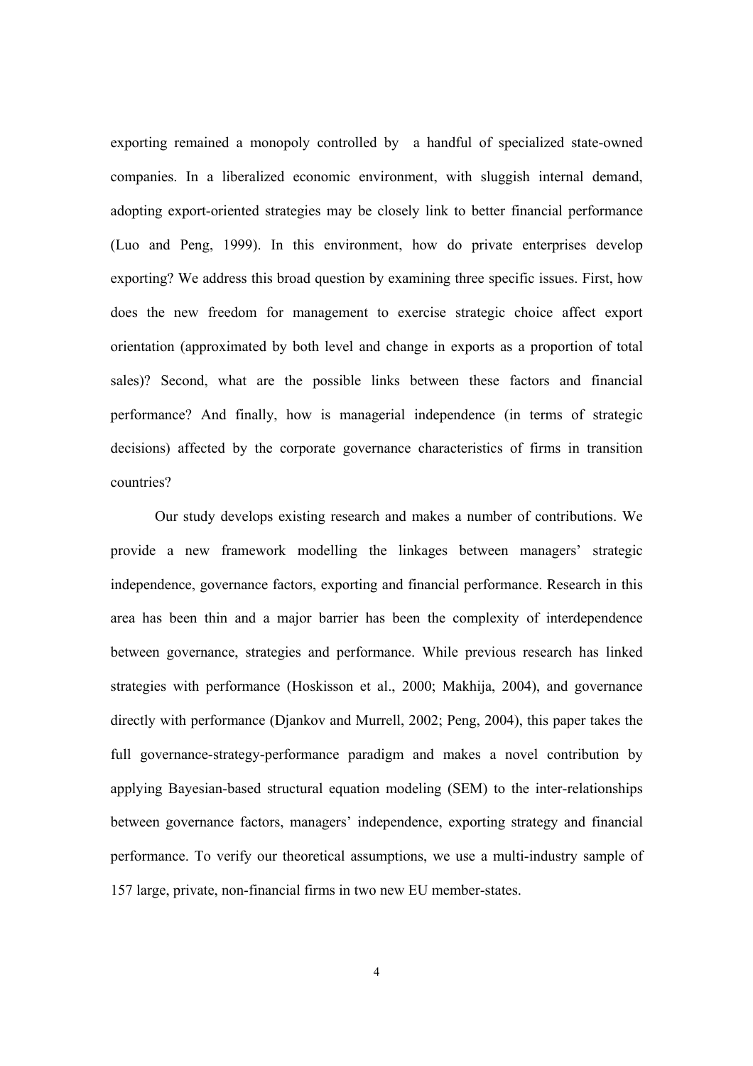exporting remained a monopoly controlled by a handful of specialized state-owned companies. In a liberalized economic environment, with sluggish internal demand, adopting export-oriented strategies may be closely link to better financial performance (Luo and Peng, 1999). In this environment, how do private enterprises develop exporting? We address this broad question by examining three specific issues. First, how does the new freedom for management to exercise strategic choice affect export orientation (approximated by both level and change in exports as a proportion of total sales)? Second, what are the possible links between these factors and financial performance? And finally, how is managerial independence (in terms of strategic decisions) affected by the corporate governance characteristics of firms in transition countries?

Our study develops existing research and makes a number of contributions. We provide a new framework modelling the linkages between managers' strategic independence, governance factors, exporting and financial performance. Research in this area has been thin and a major barrier has been the complexity of interdependence between governance, strategies and performance. While previous research has linked strategies with performance (Hoskisson et al., 2000; Makhija, 2004), and governance directly with performance (Djankov and Murrell, 2002; Peng, 2004), this paper takes the full governance-strategy-performance paradigm and makes a novel contribution by applying Bayesian-based structural equation modeling (SEM) to the inter-relationships between governance factors, managers' independence, exporting strategy and financial performance. To verify our theoretical assumptions, we use a multi-industry sample of 157 large, private, non-financial firms in two new EU member-states.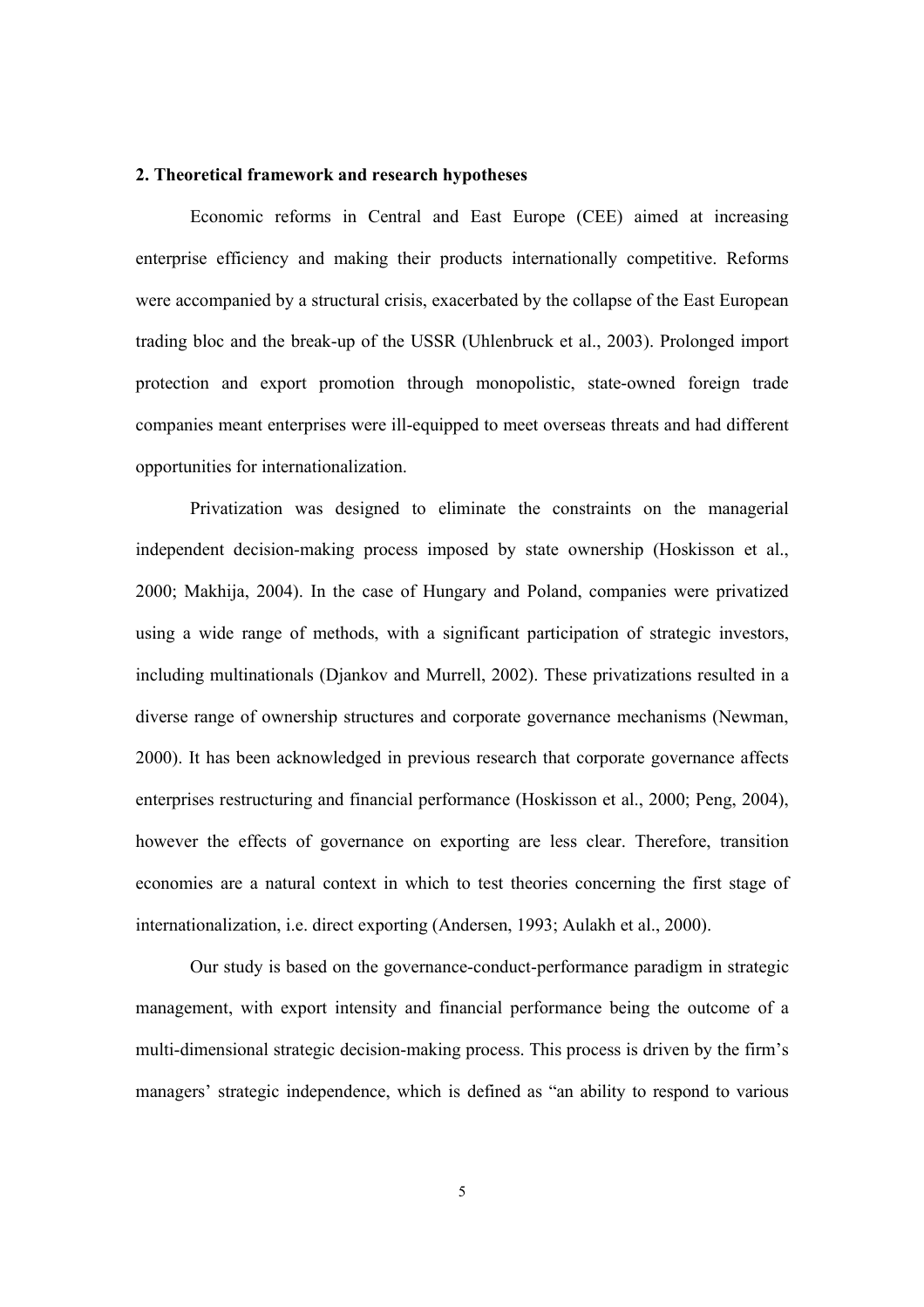## 2. Theoretical framework and research hypotheses

Economic reforms in Central and East Europe (CEE) aimed at increasing enterprise efficiency and making their products internationally competitive. Reforms were accompanied by a structural crisis, exacerbated by the collapse of the East European trading bloc and the break-up of the USSR (Uhlenbruck et al., 2003). Prolonged import protection and export promotion through monopolistic, state-owned foreign trade companies meant enterprises were ill-equipped to meet overseas threats and had different opportunities for internationalization.

Privatization was designed to eliminate the constraints on the managerial independent decision-making process imposed by state ownership (Hoskisson et al., 2000; Makhija, 2004). In the case of Hungary and Poland, companies were privatized using a wide range of methods, with a significant participation of strategic investors, including multinationals (Djankov and Murrell, 2002). These privatizations resulted in a diverse range of ownership structures and corporate governance mechanisms (Newman, 2000). It has been acknowledged in previous research that corporate governance affects enterprises restructuring and financial performance (Hoskisson et al., 2000; Peng, 2004), however the effects of governance on exporting are less clear. Therefore, transition economies are a natural context in which to test theories concerning the first stage of internationalization, i.e. direct exporting (Andersen, 1993; Aulakh et al., 2000).

Our study is based on the governance-conduct-performance paradigm in strategic management, with export intensity and financial performance being the outcome of a multi-dimensional strategic decision-making process. This process is driven by the firm's managers' strategic independence, which is defined as "an ability to respond to various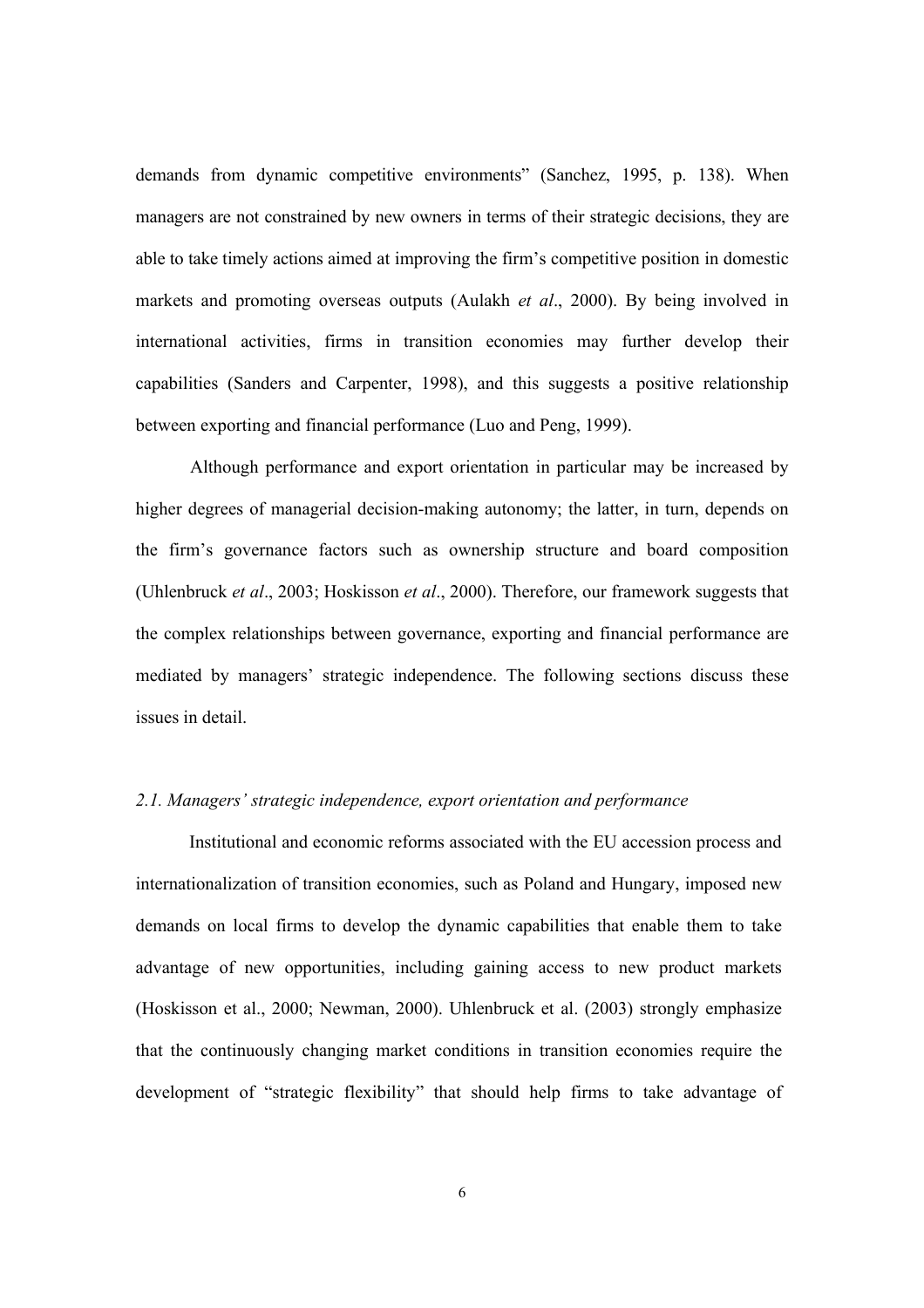demands from dynamic competitive environments" (Sanchez, 1995, p. 138). When managers are not constrained by new owners in terms of their strategic decisions, they are able to take timely actions aimed at improving the firm's competitive position in domestic markets and promoting overseas outputs (Aulakh *et al*., 2000). By being involved in international activities, firms in transition economies may further develop their capabilities (Sanders and Carpenter, 1998), and this suggests a positive relationship between exporting and financial performance (Luo and Peng, 1999).

Although performance and export orientation in particular may be increased by higher degrees of managerial decision-making autonomy; the latter, in turn, depends on the firm's governance factors such as ownership structure and board composition (Uhlenbruck *et al*., 2003; Hoskisson *et al*., 2000). Therefore, our framework suggests that the complex relationships between governance, exporting and financial performance are mediated by managers' strategic independence. The following sections discuss these issues in detail.

### *2.1. Managers' strategic independence, export orientation and performance*

Institutional and economic reforms associated with the EU accession process and internationalization of transition economies, such as Poland and Hungary, imposed new demands on local firms to develop the dynamic capabilities that enable them to take advantage of new opportunities, including gaining access to new product markets (Hoskisson et al., 2000; Newman, 2000). Uhlenbruck et al. (2003) strongly emphasize that the continuously changing market conditions in transition economies require the development of "strategic flexibility" that should help firms to take advantage of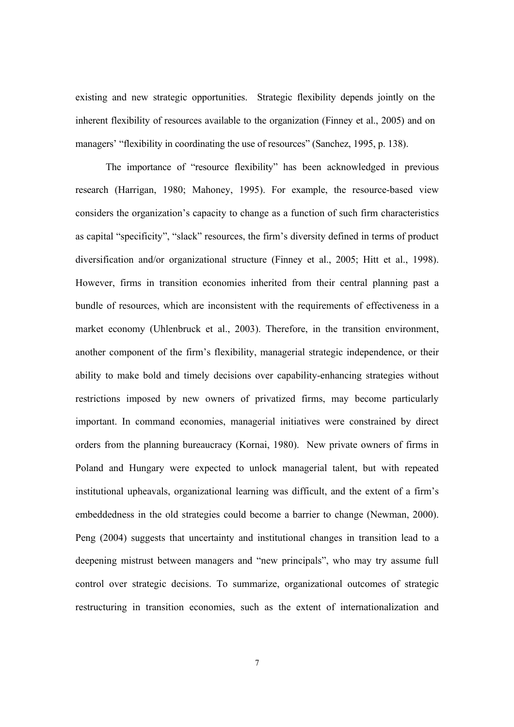existing and new strategic opportunities. Strategic flexibility depends jointly on the inherent flexibility of resources available to the organization (Finney et al., 2005) and on managers' "flexibility in coordinating the use of resources" (Sanchez, 1995, p. 138).

The importance of "resource flexibility" has been acknowledged in previous research (Harrigan, 1980; Mahoney, 1995). For example, the resource-based view considers the organization's capacity to change as a function of such firm characteristics as capital "specificity", "slack" resources, the firm's diversity defined in terms of product diversification and/or organizational structure (Finney et al., 2005; Hitt et al., 1998). However, firms in transition economies inherited from their central planning past a bundle of resources, which are inconsistent with the requirements of effectiveness in a market economy (Uhlenbruck et al., 2003). Therefore, in the transition environment, another component of the firm's flexibility, managerial strategic independence, or their ability to make bold and timely decisions over capability-enhancing strategies without restrictions imposed by new owners of privatized firms, may become particularly important. In command economies, managerial initiatives were constrained by direct orders from the planning bureaucracy (Kornai, 1980). New private owners of firms in Poland and Hungary were expected to unlock managerial talent, but with repeated institutional upheavals, organizational learning was difficult, and the extent of a firm's embeddedness in the old strategies could become a barrier to change (Newman, 2000). Peng (2004) suggests that uncertainty and institutional changes in transition lead to a deepening mistrust between managers and "new principals", who may try assume full control over strategic decisions. To summarize, organizational outcomes of strategic restructuring in transition economies, such as the extent of internationalization and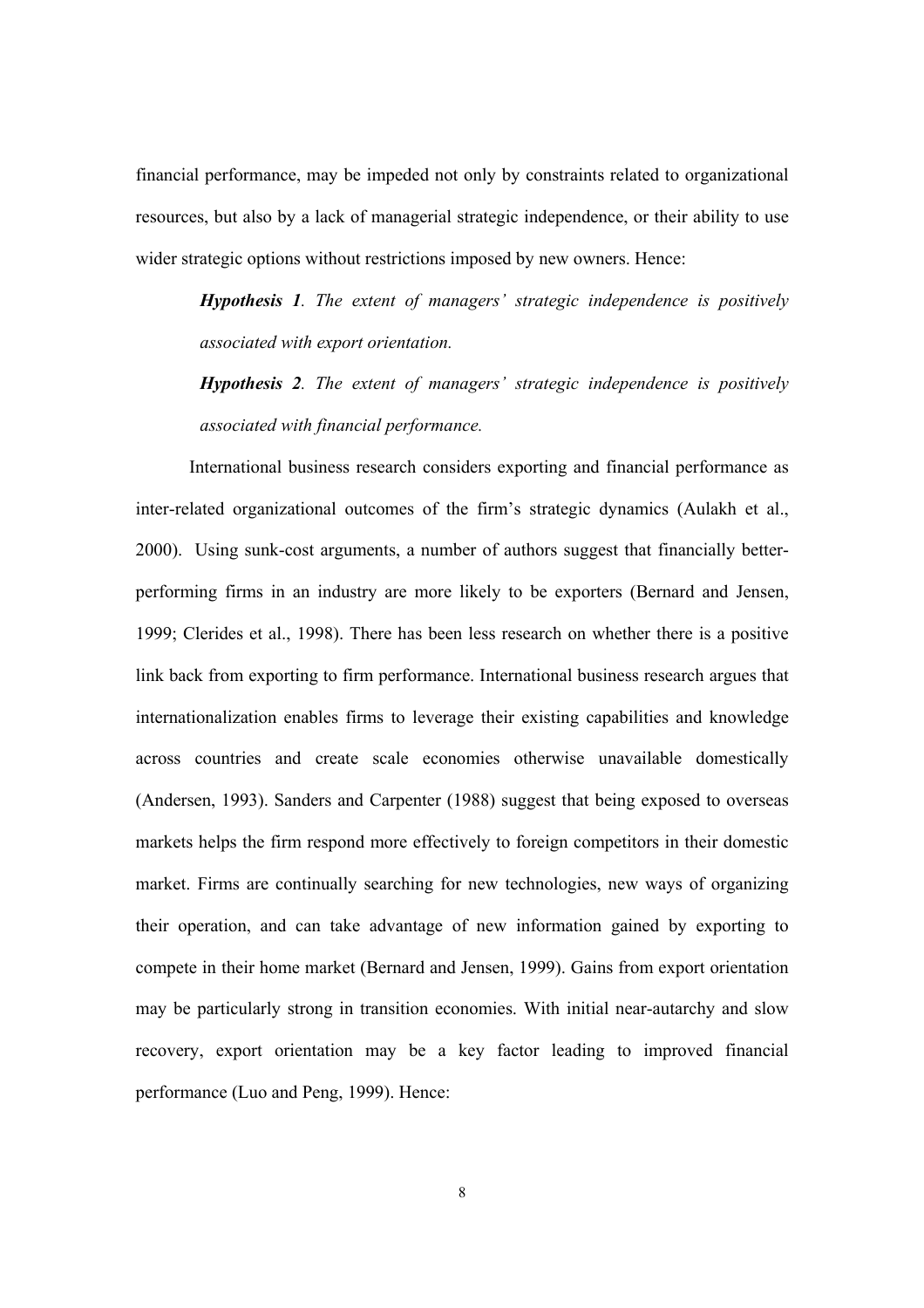financial performance, may be impeded not only by constraints related to organizational resources, but also by a lack of managerial strategic independence, or their ability to use wider strategic options without restrictions imposed by new owners. Hence:

> ***Hypothesis 1****. The extent of managers' strategic independence is positively associated with export orientation.*
>
> ***Hypothesis 2****. The extent of managers' strategic independence is positively associated with financial performance.*

International business research considers exporting and financial performance as inter-related organizational outcomes of the firm's strategic dynamics (Aulakh et al., 2000). Using sunk-cost arguments, a number of authors suggest that financially better-performing firms in an industry are more likely to be exporters (Bernard and Jensen, 1999; Clerides et al., 1998). There has been less research on whether there is a positive link back from exporting to firm performance. International business research argues that internationalization enables firms to leverage their existing capabilities and knowledge across countries and create scale economies otherwise unavailable domestically (Andersen, 1993). Sanders and Carpenter (1988) suggest that being exposed to overseas markets helps the firm respond more effectively to foreign competitors in their domestic market. Firms are continually searching for new technologies, new ways of organizing their operation, and can take advantage of new information gained by exporting to compete in their home market (Bernard and Jensen, 1999). Gains from export orientation may be particularly strong in transition economies. With initial near-autarchy and slow recovery, export orientation may be a key factor leading to improved financial performance (Luo and Peng, 1999). Hence: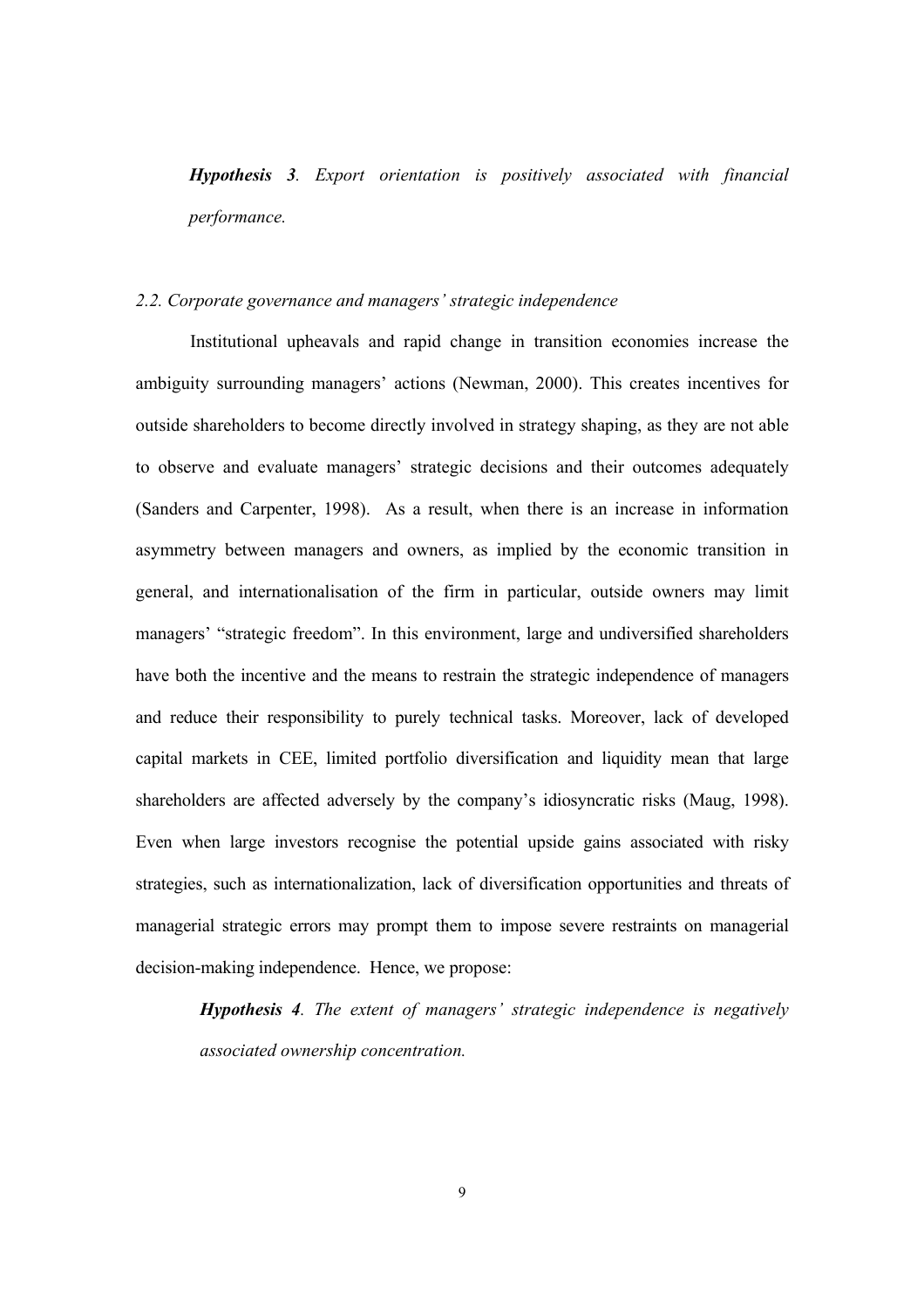***Hypothesis 3****. Export orientation is positively associated with financial performance.*

*2.2. Corporate governance and managers' strategic independence*

Institutional upheavals and rapid change in transition economies increase the ambiguity surrounding managers' actions (Newman, 2000). This creates incentives for outside shareholders to become directly involved in strategy shaping, as they are not able to observe and evaluate managers' strategic decisions and their outcomes adequately (Sanders and Carpenter, 1998). As a result, when there is an increase in information asymmetry between managers and owners, as implied by the economic transition in general, and internationalisation of the firm in particular, outside owners may limit managers' "strategic freedom". In this environment, large and undiversified shareholders have both the incentive and the means to restrain the strategic independence of managers and reduce their responsibility to purely technical tasks. Moreover, lack of developed capital markets in CEE, limited portfolio diversification and liquidity mean that large shareholders are affected adversely by the company's idiosyncratic risks (Maug, 1998). Even when large investors recognise the potential upside gains associated with risky strategies, such as internationalization, lack of diversification opportunities and threats of managerial strategic errors may prompt them to impose severe restraints on managerial decision-making independence. Hence, we propose:

***Hypothesis 4****. The extent of managers' strategic independence is negatively associated ownership concentration.*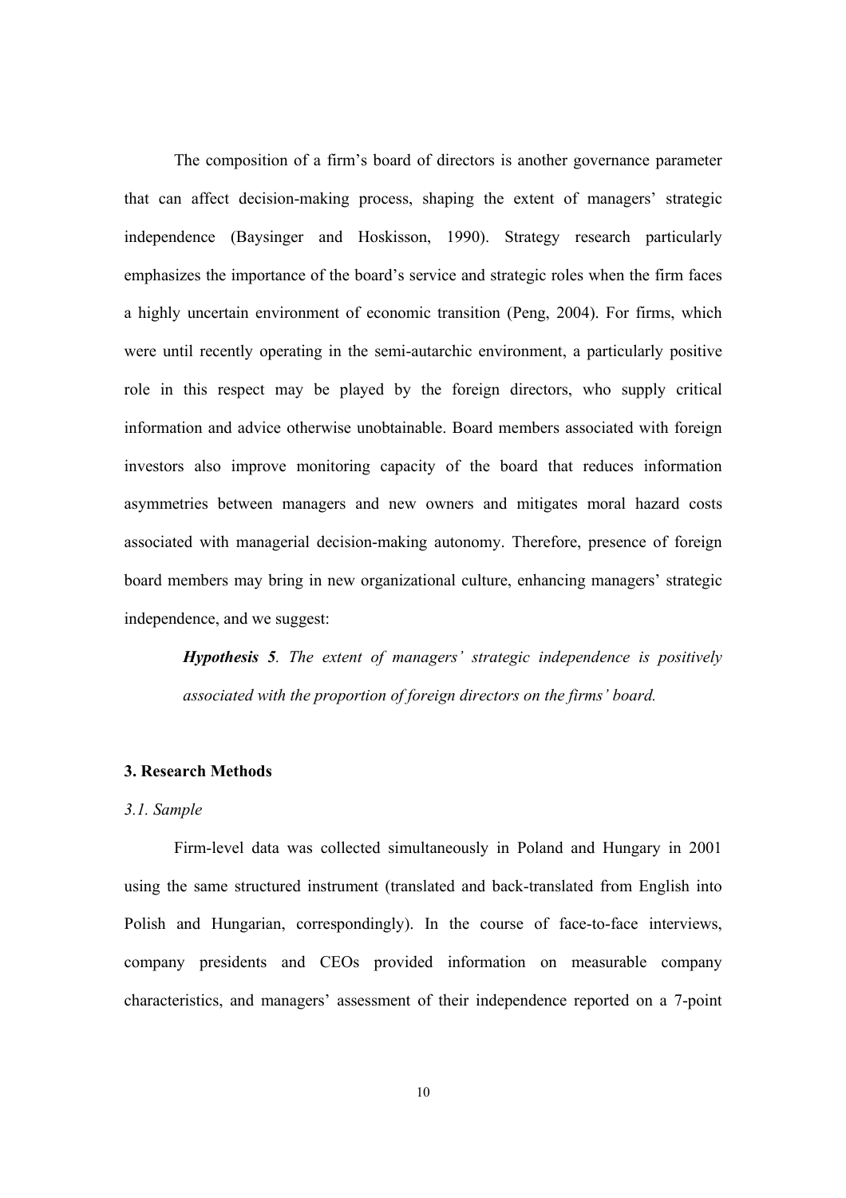The composition of a firm's board of directors is another governance parameter that can affect decision-making process, shaping the extent of managers' strategic independence (Baysinger and Hoskisson, 1990). Strategy research particularly emphasizes the importance of the board's service and strategic roles when the firm faces a highly uncertain environment of economic transition (Peng, 2004). For firms, which were until recently operating in the semi-autarchic environment, a particularly positive role in this respect may be played by the foreign directors, who supply critical information and advice otherwise unobtainable. Board members associated with foreign investors also improve monitoring capacity of the board that reduces information asymmetries between managers and new owners and mitigates moral hazard costs associated with managerial decision-making autonomy. Therefore, presence of foreign board members may bring in new organizational culture, enhancing managers' strategic independence, and we suggest:

> ***Hypothesis 5**. The extent of managers' strategic independence is positively associated with the proportion of foreign directors on the firms' board.*

### 3. Research Methods

#### *3.1. Sample*

Firm-level data was collected simultaneously in Poland and Hungary in 2001 using the same structured instrument (translated and back-translated from English into Polish and Hungarian, correspondingly). In the course of face-to-face interviews, company presidents and CEOs provided information on measurable company characteristics, and managers' assessment of their independence reported on a 7-point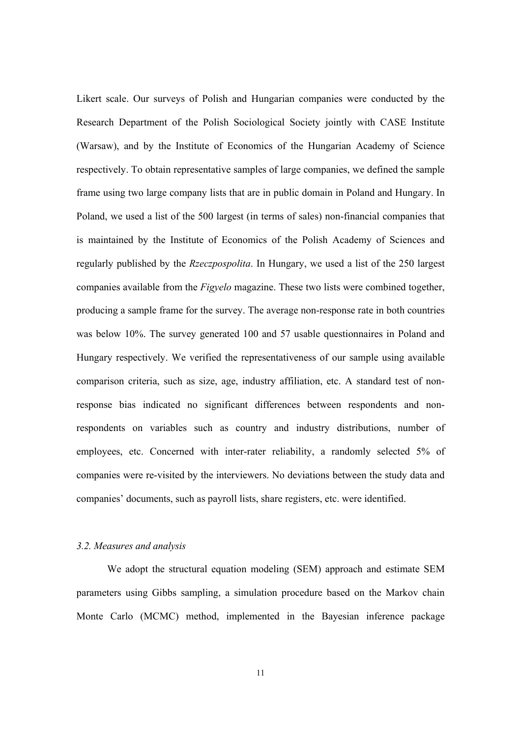Likert scale. Our surveys of Polish and Hungarian companies were conducted by the Research Department of the Polish Sociological Society jointly with CASE Institute (Warsaw), and by the Institute of Economics of the Hungarian Academy of Science respectively. To obtain representative samples of large companies, we defined the sample frame using two large company lists that are in public domain in Poland and Hungary. In Poland, we used a list of the 500 largest (in terms of sales) non-financial companies that is maintained by the Institute of Economics of the Polish Academy of Sciences and regularly published by the *Rzeczpospolita*. In Hungary, we used a list of the 250 largest companies available from the *Figyelo* magazine. These two lists were combined together, producing a sample frame for the survey. The average non-response rate in both countries was below 10%. The survey generated 100 and 57 usable questionnaires in Poland and Hungary respectively. We verified the representativeness of our sample using available comparison criteria, such as size, age, industry affiliation, etc. A standard test of non-response bias indicated no significant differences between respondents and non-respondents on variables such as country and industry distributions, number of employees, etc. Concerned with inter-rater reliability, a randomly selected 5% of companies were re-visited by the interviewers. No deviations between the study data and companies' documents, such as payroll lists, share registers, etc. were identified.

### *3.2. Measures and analysis*

We adopt the structural equation modeling (SEM) approach and estimate SEM parameters using Gibbs sampling, a simulation procedure based on the Markov chain Monte Carlo (MCMC) method, implemented in the Bayesian inference package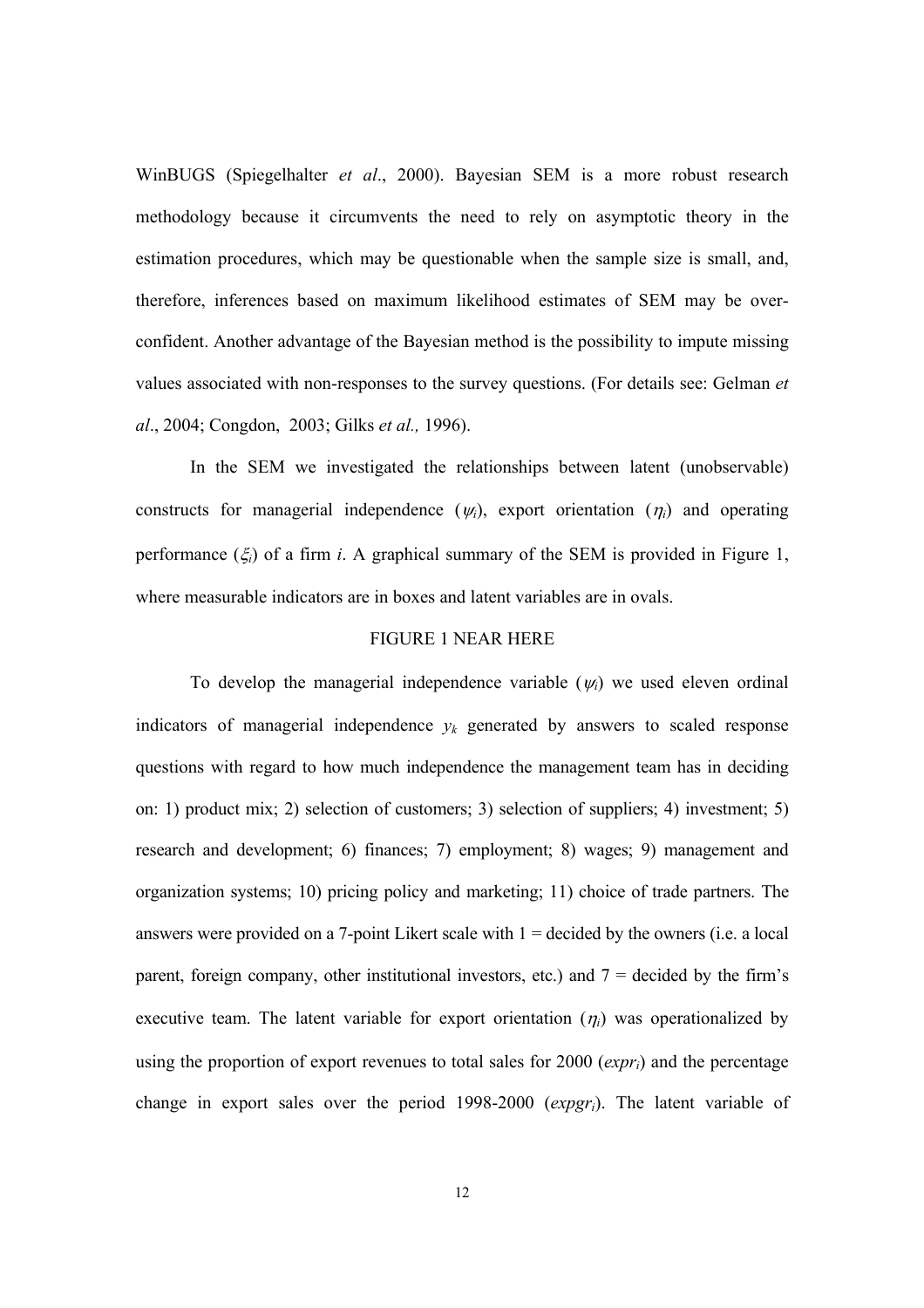WinBUGS (Spiegelhalter *et al*., 2000). Bayesian SEM is a more robust research methodology because it circumvents the need to rely on asymptotic theory in the estimation procedures, which may be questionable when the sample size is small, and, therefore, inferences based on maximum likelihood estimates of SEM may be over-confident. Another advantage of the Bayesian method is the possibility to impute missing values associated with non-responses to the survey questions. (For details see: Gelman *et al*., 2004; Congdon, 2003; Gilks *et al.,* 1996).

In the SEM we investigated the relationships between latent (unobservable) constructs for managerial independence ($\psi_i$), export orientation ($\eta_i$) and operating performance ($\xi_i$) of a firm *i*. A graphical summary of the SEM is provided in Figure 1, where measurable indicators are in boxes and latent variables are in ovals.

FIGURE 1 NEAR HERE

To develop the managerial independence variable ($\psi_i$) we used eleven ordinal indicators of managerial independence $y_k$ generated by answers to scaled response questions with regard to how much independence the management team has in deciding on: 1) product mix; 2) selection of customers; 3) selection of suppliers; 4) investment; 5) research and development; 6) finances; 7) employment; 8) wages; 9) management and organization systems; 10) pricing policy and marketing; 11) choice of trade partners. The answers were provided on a 7-point Likert scale with 1 = decided by the owners (i.e. a local parent, foreign company, other institutional investors, etc.) and 7 = decided by the firm's executive team. The latent variable for export orientation ($\eta_i$) was operationalized by using the proportion of export revenues to total sales for 2000 ($expr_i$) and the percentage change in export sales over the period 1998-2000 ($expgr_i$). The latent variable of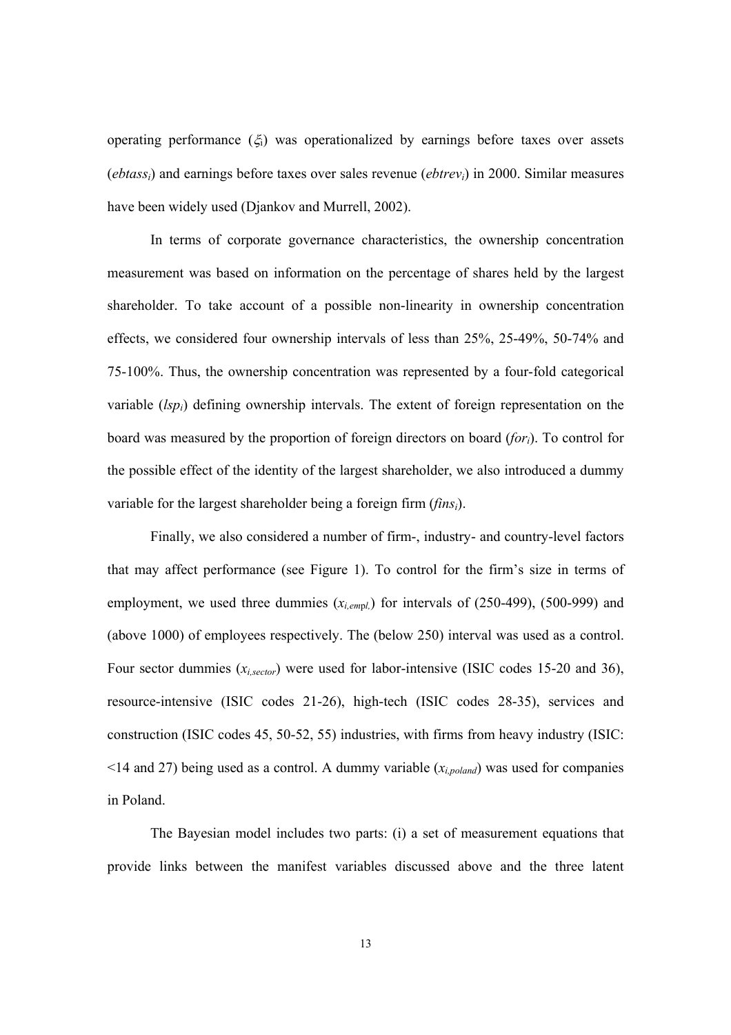operating performance ($\xi_1$) was operationalized by earnings before taxes over assets ($ebtass_i$) and earnings before taxes over sales revenue ($ebtrev_i$) in 2000. Similar measures have been widely used (Djankov and Murrell, 2002).

In terms of corporate governance characteristics, the ownership concentration measurement was based on information on the percentage of shares held by the largest shareholder. To take account of a possible non-linearity in ownership concentration effects, we considered four ownership intervals of less than 25%, 25-49%, 50-74% and 75-100%. Thus, the ownership concentration was represented by a four-fold categorical variable ($lsp_i$) defining ownership intervals. The extent of foreign representation on the board was measured by the proportion of foreign directors on board ($for_i$). To control for the possible effect of the identity of the largest shareholder, we also introduced a dummy variable for the largest shareholder being a foreign firm ($fins_i$).

Finally, we also considered a number of firm-, industry- and country-level factors that may affect performance (see Figure 1). To control for the firm's size in terms of employment, we used three dummies ($x_{i,empl.}$) for intervals of (250-499), (500-999) and (above 1000) of employees respectively. The (below 250) interval was used as a control. Four sector dummies ($x_{i,sector}$) were used for labor-intensive (ISIC codes 15-20 and 36), resource-intensive (ISIC codes 21-26), high-tech (ISIC codes 28-35), services and construction (ISIC codes 45, 50-52, 55) industries, with firms from heavy industry (ISIC: <14 and 27) being used as a control. A dummy variable ($x_{i,poland}$) was used for companies in Poland.

The Bayesian model includes two parts: (i) a set of measurement equations that provide links between the manifest variables discussed above and the three latent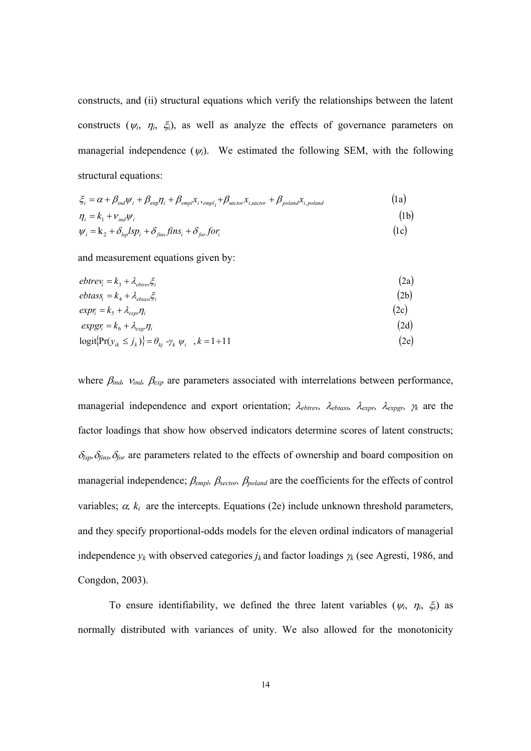constructs, and (ii) structural equations which verify the relationships between the latent constructs ($\psi_i$, $\eta_i$, $\xi_i$), as well as analyze the effects of governance parameters on managerial independence ($\psi_i$). We estimated the following SEM, with the following structural equations:

$$\xi_i = \alpha + \beta_{ind}\psi_i + \beta_{\exp}\eta_i + \beta_{empl}x_{i,empl_i} + \beta_{sector}x_{i,sector} + \beta_{poland}x_{i,poland} \tag{1a}$$

$$\eta_i = k_1 + \nu_{ind}\psi_i \tag{1b}$$

$$\psi_i = \mathrm{k}_2 + \delta_{lsp}lsp_i + \delta_{fins}fins_i + \delta_{for}for_i \tag{1c}$$

and measurement equations given by:

$$ebtrev_i = k_3 + \lambda_{ebtrev}\xi_i \tag{2a}$$

$$ebtass_i = k_4 + \lambda_{ebtass}\xi_i \tag{2b}$$

$$expr_i = k_5 + \lambda_{expr}\eta_i \tag{2c}$$

$$expgr_i = k_6 + \lambda_{exgr}\eta_i \tag{2d}$$

$$\mathrm{logit}\{\Pr(y_{ik} \le j_k)\} = \theta_{kj} - \gamma_k \ \psi_i \quad, k = 1 \div 11 \tag{2e}$$

where $\beta_{ind}$, $\nu_{ind}$, $\beta_{exp}$ are parameters associated with interrelations between performance, managerial independence and export orientation; $\lambda_{ebtrev}$, $\lambda_{ebtass}$, $\lambda_{expr}$, $\lambda_{expgr}$, $\gamma_k$ are the factor loadings that show how observed indicators determine scores of latent constructs; $\delta_{lsp}, \delta_{fins}, \delta_{for}$ are parameters related to the effects of ownership and board composition on managerial independence; $\beta_{empl}$, $\beta_{sector}$, $\beta_{poland}$ are the coefficients for the effects of control variables; $\alpha$, $k_i$ are the intercepts. Equations (2e) include unknown threshold parameters, and they specify proportional-odds models for the eleven ordinal indicators of managerial independence $y_k$ with observed categories $j_k$ and factor loadings $\gamma_k$ (see Agresti, 1986, and Congdon, 2003).

To ensure identifiability, we defined the three latent variables ($\psi_i$, $\eta_i$, $\xi_i$) as normally distributed with variances of unity. We also allowed for the monotonicity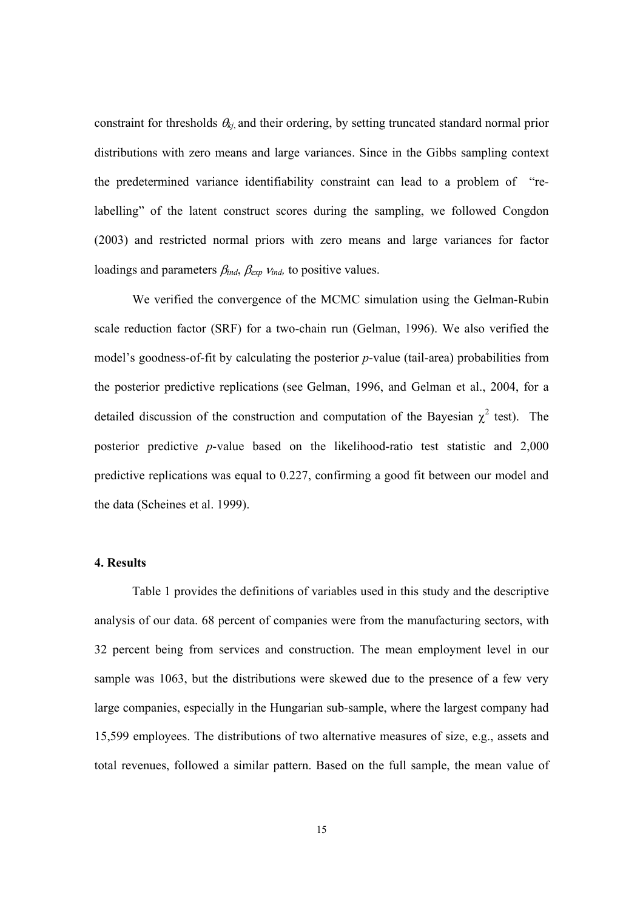constraint for thresholds $\theta_{kj,}$ and their ordering, by setting truncated standard normal prior distributions with zero means and large variances. Since in the Gibbs sampling context the predetermined variance identifiability constraint can lead to a problem of "re-labelling" of the latent construct scores during the sampling, we followed Congdon (2003) and restricted normal priors with zero means and large variances for factor loadings and parameters $\beta_{ind}$, $\beta_{exp}$ $\nu_{ind}$, to positive values.

We verified the convergence of the MCMC simulation using the Gelman-Rubin scale reduction factor (SRF) for a two-chain run (Gelman, 1996). We also verified the model's goodness-of-fit by calculating the posterior *p*-value (tail-area) probabilities from the posterior predictive replications (see Gelman, 1996, and Gelman et al., 2004, for a detailed discussion of the construction and computation of the Bayesian $\chi^2$ test). The posterior predictive *p*-value based on the likelihood-ratio test statistic and 2,000 predictive replications was equal to 0.227, confirming a good fit between our model and the data (Scheines et al. 1999).

### 4. Results

Table 1 provides the definitions of variables used in this study and the descriptive analysis of our data. 68 percent of companies were from the manufacturing sectors, with 32 percent being from services and construction. The mean employment level in our sample was 1063, but the distributions were skewed due to the presence of a few very large companies, especially in the Hungarian sub-sample, where the largest company had 15,599 employees. The distributions of two alternative measures of size, e.g., assets and total revenues, followed a similar pattern. Based on the full sample, the mean value of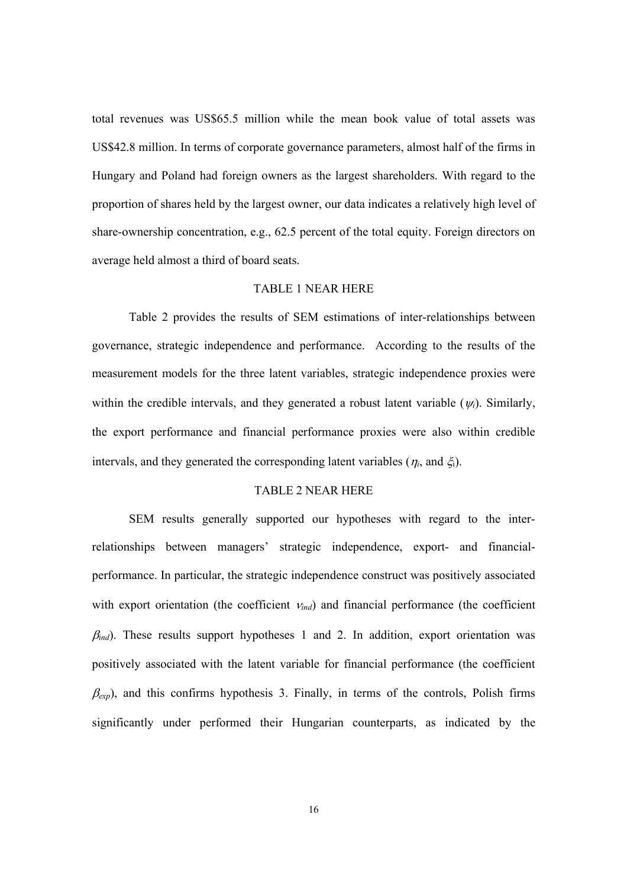total revenues was US$65.5 million while the mean book value of total assets was US$42.8 million. In terms of corporate governance parameters, almost half of the firms in Hungary and Poland had foreign owners as the largest shareholders. With regard to the proportion of shares held by the largest owner, our data indicates a relatively high level of share-ownership concentration, e.g., 62.5 percent of the total equity. Foreign directors on average held almost a third of board seats.

TABLE 1 NEAR HERE

Table 2 provides the results of SEM estimations of inter-relationships between governance, strategic independence and performance. According to the results of the measurement models for the three latent variables, strategic independence proxies were within the credible intervals, and they generated a robust latent variable ($\psi_i$). Similarly, the export performance and financial performance proxies were also within credible intervals, and they generated the corresponding latent variables ($\eta_i$, and $\xi_i$).

TABLE 2 NEAR HERE

SEM results generally supported our hypotheses with regard to the inter-relationships between managers' strategic independence, export- and financial-performance. In particular, the strategic independence construct was positively associated with export orientation (the coefficient $\nu_{ind}$) and financial performance (the coefficient $\beta_{ind}$). These results support hypotheses 1 and 2. In addition, export orientation was positively associated with the latent variable for financial performance (the coefficient $\beta_{exp}$), and this confirms hypothesis 3. Finally, in terms of the controls, Polish firms significantly under performed their Hungarian counterparts, as indicated by the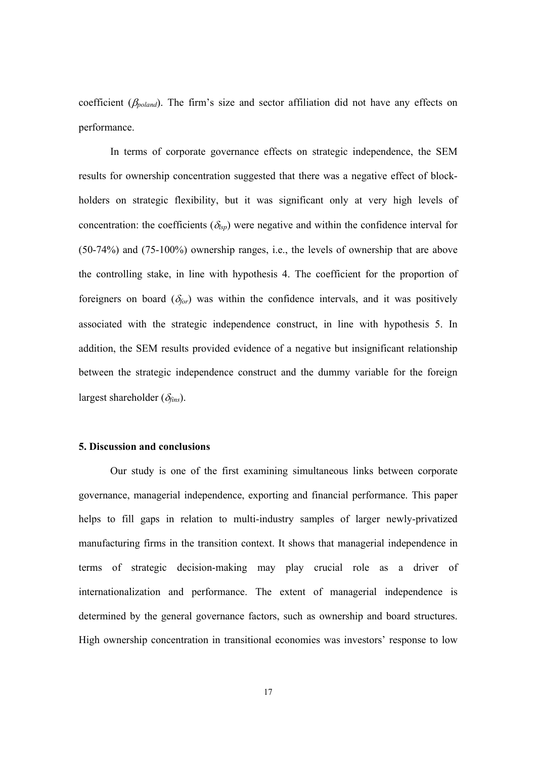coefficient ($\beta_{poland}$). The firm's size and sector affiliation did not have any effects on performance.

In terms of corporate governance effects on strategic independence, the SEM results for ownership concentration suggested that there was a negative effect of block-holders on strategic flexibility, but it was significant only at very high levels of concentration: the coefficients ($\delta_{lsp}$) were negative and within the confidence interval for (50-74%) and (75-100%) ownership ranges, i.e., the levels of ownership that are above the controlling stake, in line with hypothesis 4. The coefficient for the proportion of foreigners on board ($\delta_{for}$) was within the confidence intervals, and it was positively associated with the strategic independence construct, in line with hypothesis 5. In addition, the SEM results provided evidence of a negative but insignificant relationship between the strategic independence construct and the dummy variable for the foreign largest shareholder ($\delta_{fins}$).

## 5. Discussion and conclusions

Our study is one of the first examining simultaneous links between corporate governance, managerial independence, exporting and financial performance. This paper helps to fill gaps in relation to multi-industry samples of larger newly-privatized manufacturing firms in the transition context. It shows that managerial independence in terms of strategic decision-making may play crucial role as a driver of internationalization and performance. The extent of managerial independence is determined by the general governance factors, such as ownership and board structures. High ownership concentration in transitional economies was investors' response to low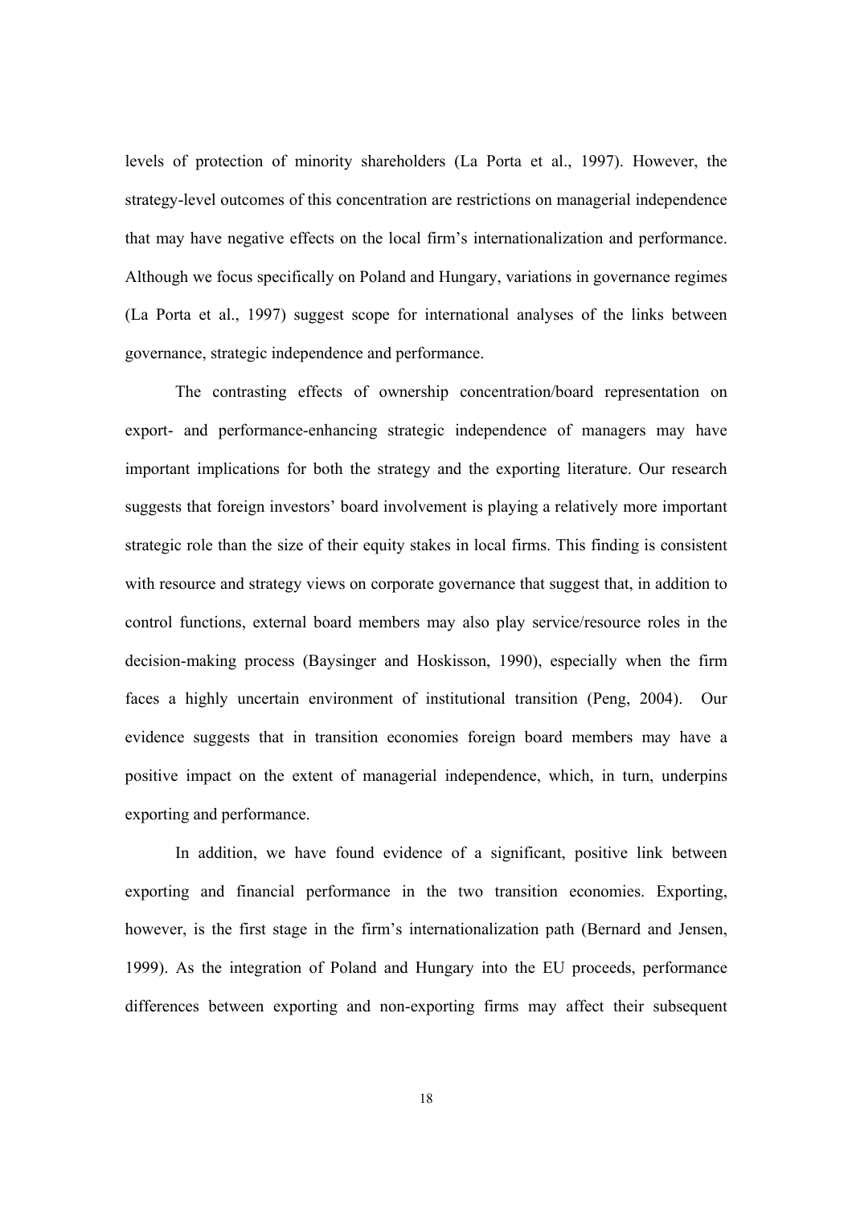levels of protection of minority shareholders (La Porta et al., 1997). However, the strategy-level outcomes of this concentration are restrictions on managerial independence that may have negative effects on the local firm's internationalization and performance. Although we focus specifically on Poland and Hungary, variations in governance regimes (La Porta et al., 1997) suggest scope for international analyses of the links between governance, strategic independence and performance.

The contrasting effects of ownership concentration/board representation on export- and performance-enhancing strategic independence of managers may have important implications for both the strategy and the exporting literature. Our research suggests that foreign investors' board involvement is playing a relatively more important strategic role than the size of their equity stakes in local firms. This finding is consistent with resource and strategy views on corporate governance that suggest that, in addition to control functions, external board members may also play service/resource roles in the decision-making process (Baysinger and Hoskisson, 1990), especially when the firm faces a highly uncertain environment of institutional transition (Peng, 2004). Our evidence suggests that in transition economies foreign board members may have a positive impact on the extent of managerial independence, which, in turn, underpins exporting and performance.

In addition, we have found evidence of a significant, positive link between exporting and financial performance in the two transition economies. Exporting, however, is the first stage in the firm's internationalization path (Bernard and Jensen, 1999). As the integration of Poland and Hungary into the EU proceeds, performance differences between exporting and non-exporting firms may affect their subsequent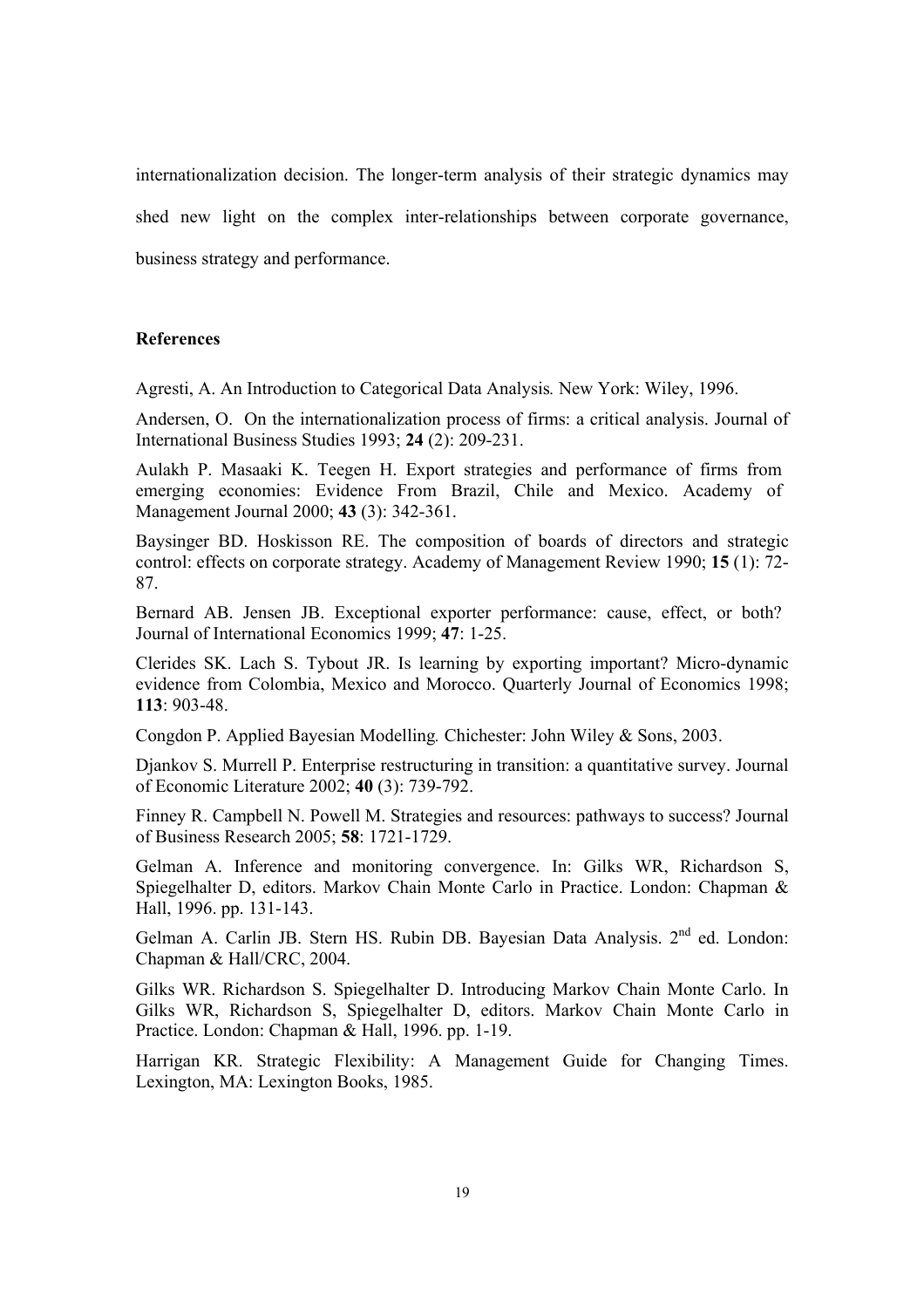internationalization decision. The longer-term analysis of their strategic dynamics may shed new light on the complex inter-relationships between corporate governance, business strategy and performance.

## References

Agresti, A. An Introduction to Categorical Data Analysis*.* New York: Wiley, 1996.

Andersen, O. On the internationalization process of firms: a critical analysis. Journal of International Business Studies 1993; **24** (2): 209-231.

Aulakh P. Masaaki K. Teegen H. Export strategies and performance of firms from emerging economies: Evidence From Brazil, Chile and Mexico. Academy of Management Journal 2000; **43** (3): 342-361.

Baysinger BD. Hoskisson RE. The composition of boards of directors and strategic control: effects on corporate strategy. Academy of Management Review 1990; **15** (1): 72-87.

Bernard AB. Jensen JB. Exceptional exporter performance: cause, effect, or both? Journal of International Economics 1999; **47**: 1-25.

Clerides SK. Lach S. Tybout JR. Is learning by exporting important? Micro-dynamic evidence from Colombia, Mexico and Morocco. Quarterly Journal of Economics 1998; **113**: 903-48.

Congdon P. Applied Bayesian Modelling*.* Chichester: John Wiley & Sons, 2003.

Djankov S. Murrell P. Enterprise restructuring in transition: a quantitative survey. Journal of Economic Literature 2002; **40** (3): 739-792.

Finney R. Campbell N. Powell M. Strategies and resources: pathways to success? Journal of Business Research 2005; **58**: 1721-1729.

Gelman A. Inference and monitoring convergence. In: Gilks WR, Richardson S, Spiegelhalter D, editors. Markov Chain Monte Carlo in Practice. London: Chapman & Hall, 1996. pp. 131-143.

Gelman A. Carlin JB. Stern HS. Rubin DB. Bayesian Data Analysis. 2nd ed. London: Chapman & Hall/CRC, 2004.

Gilks WR. Richardson S. Spiegelhalter D. Introducing Markov Chain Monte Carlo. In Gilks WR, Richardson S, Spiegelhalter D, editors. Markov Chain Monte Carlo in Practice. London: Chapman & Hall, 1996. pp. 1-19.

Harrigan KR. Strategic Flexibility: A Management Guide for Changing Times. Lexington, MA: Lexington Books, 1985.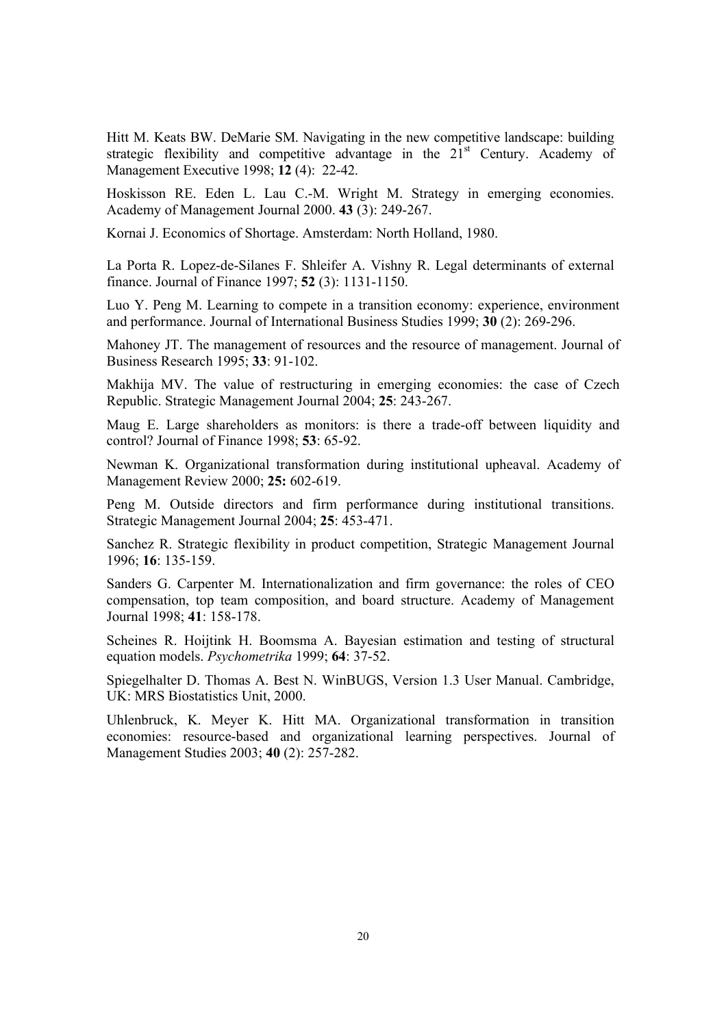Hitt M. Keats BW. DeMarie SM. Navigating in the new competitive landscape: building strategic flexibility and competitive advantage in the 21st Century. Academy of Management Executive 1998; **12** (4): 22-42.

Hoskisson RE. Eden L. Lau C.-M. Wright M. Strategy in emerging economies. Academy of Management Journal 2000. **43** (3): 249-267.

Kornai J. Economics of Shortage. Amsterdam: North Holland, 1980.

La Porta R. Lopez-de-Silanes F. Shleifer A. Vishny R. Legal determinants of external finance. Journal of Finance 1997; **52** (3): 1131-1150.

Luo Y. Peng M. Learning to compete in a transition economy: experience, environment and performance. Journal of International Business Studies 1999; **30** (2): 269-296.

Mahoney JT. The management of resources and the resource of management. Journal of Business Research 1995; **33**: 91-102.

Makhija MV. The value of restructuring in emerging economies: the case of Czech Republic. Strategic Management Journal 2004; **25**: 243-267.

Maug E. Large shareholders as monitors: is there a trade-off between liquidity and control? Journal of Finance 1998; **53**: 65-92.

Newman K. Organizational transformation during institutional upheaval. Academy of Management Review 2000; **25:** 602-619.

Peng M. Outside directors and firm performance during institutional transitions. Strategic Management Journal 2004; **25**: 453-471.

Sanchez R. Strategic flexibility in product competition, Strategic Management Journal 1996; **16**: 135-159.

Sanders G. Carpenter M. Internationalization and firm governance: the roles of CEO compensation, top team composition, and board structure. Academy of Management Journal 1998; **41**: 158-178.

Scheines R. Hoijtink H. Boomsma A. Bayesian estimation and testing of structural equation models. *Psychometrika* 1999; **64**: 37-52.

Spiegelhalter D. Thomas A. Best N. WinBUGS, Version 1.3 User Manual. Cambridge, UK: MRS Biostatistics Unit, 2000.

Uhlenbruck, K. Meyer K. Hitt MA. Organizational transformation in transition economies: resource-based and organizational learning perspectives. Journal of Management Studies 2003; **40** (2): 257-282.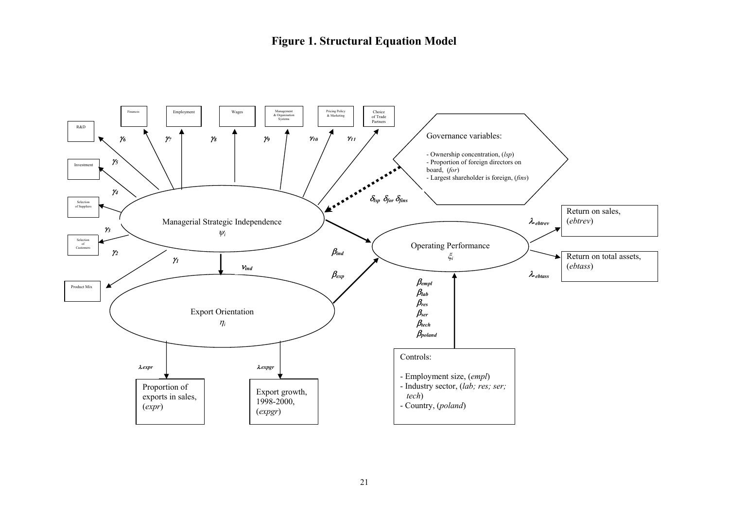# Figure 1. Structural Equation Model

R&D

Investment

Selection of Suppliers

Selection of Customers

Product Mix

Finances

Employment

Wages

Management & Organisation Systems

Pricing Policy & Marketing

Choice of Trade Partners

$\gamma_1$ $\gamma_2$ $\gamma_3$ $\gamma_4$ $\gamma_5$ $\gamma_6$ $\gamma_7$ $\gamma_8$ $\gamma_9$ $\gamma_{10}$ $\gamma_{11}$

Managerial Strategic Independence
$\psi_i$

Governance variables:

- Ownership concentration, (*lsp*)
- Proportion of foreign directors on board, (*for*)
- Largest shareholder is foreign, (*fins*)

$\delta_{lsp}$ $\delta_{for}$ $\delta_{fins}$

$\nu_{ind}$

$\beta_{ind}$

$\beta_{exp}$

Export Orientation
$\eta_i$

$\lambda_{expr}$ $\lambda_{expgr}$

Proportion of exports in sales, (*expr*)

Export growth, 1998-2000, (*expgr*)

Operating Performance
$\xi_i$

$\lambda_{ebtrev}$ $\lambda_{ebtass}$

Return on sales, (*ebtrev*)

Return on total assets, (*ebtass*)

$\beta_{empl}$
$\beta_{lab}$
$\beta_{res}$
$\beta_{ser}$
$\beta_{tech}$
$\beta_{poland}$

Controls:

- Employment size, (*empl*)
- Industry sector, (*lab; res; ser; tech*)
- Country, (*poland*)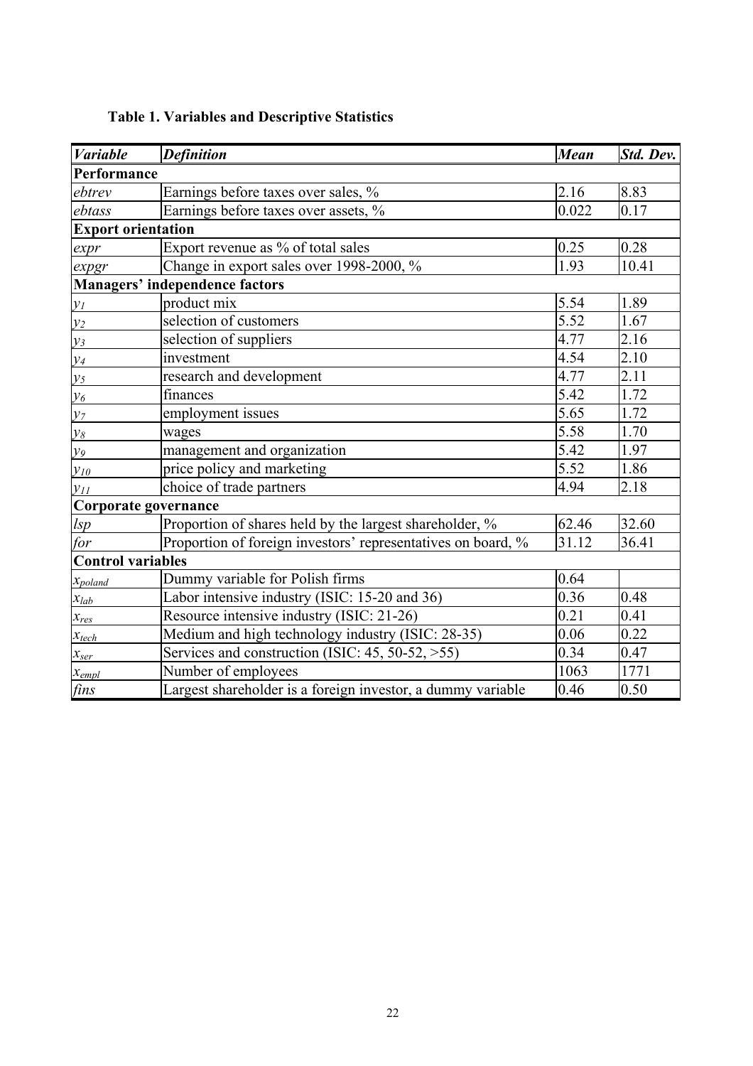**Table 1. Variables and Descriptive Statistics**

| *Variable* | *Definition* | *Mean* | *Std. Dev.* |
|---|---|---|---|
| **Performance** | | | |
| *ebtrev* | Earnings before taxes over sales, % | 2.16 | 8.83 |
| *ebtass* | Earnings before taxes over assets, % | 0.022 | 0.17 |
| **Export orientation** | | | |
| *expr* | Export revenue as % of total sales | 0.25 | 0.28 |
| *expgr* | Change in export sales over 1998-2000, % | 1.93 | 10.41 |
| **Managers' independence factors** | | | |
| $y_1$ | product mix | 5.54 | 1.89 |
| $y_2$ | selection of customers | 5.52 | 1.67 |
| $y_3$ | selection of suppliers | 4.77 | 2.16 |
| $y_4$ | investment | 4.54 | 2.10 |
| $y_5$ | research and development | 4.77 | 2.11 |
| $y_6$ | finances | 5.42 | 1.72 |
| $y_7$ | employment issues | 5.65 | 1.72 |
| $y_8$ | wages | 5.58 | 1.70 |
| $y_9$ | management and organization | 5.42 | 1.97 |
| $y_{10}$ | price policy and marketing | 5.52 | 1.86 |
| $y_{11}$ | choice of trade partners | 4.94 | 2.18 |
| **Corporate governance** | | | |
| *lsp* | Proportion of shares held by the largest shareholder, % | 62.46 | 32.60 |
| *for* | Proportion of foreign investors' representatives on board, % | 31.12 | 36.41 |
| **Control variables** | | | |
| $x_{poland}$ | Dummy variable for Polish firms | 0.64 | |
| $x_{lab}$ | Labor intensive industry (ISIC: 15-20 and 36) | 0.36 | 0.48 |
| $x_{res}$ | Resource intensive industry (ISIC: 21-26) | 0.21 | 0.41 |
| $x_{tech}$ | Medium and high technology industry (ISIC: 28-35) | 0.06 | 0.22 |
| $x_{ser}$ | Services and construction (ISIC: 45, 50-52, >55) | 0.34 | 0.47 |
| $x_{empl}$ | Number of employees | 1063 | 1771 |
| *fins* | Largest shareholder is a foreign investor, a dummy variable | 0.46 | 0.50 |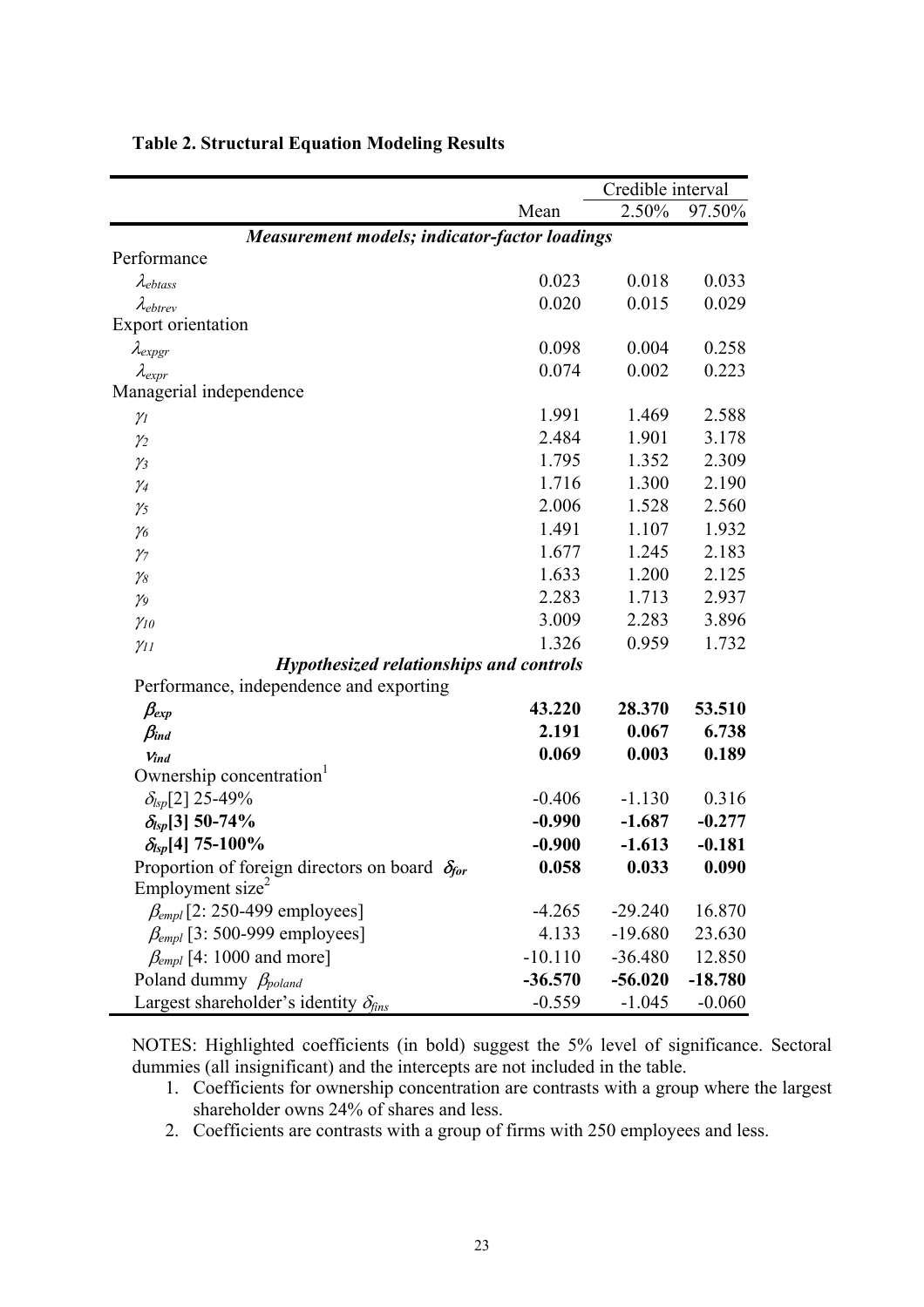**Table 2. Structural Equation Modeling Results**

| | Mean | Credible interval 2.50% | 97.50% |
|---|---|---|---|
| ***Measurement models; indicator-factor loadings*** | | | |
| Performance | | | |
| $\lambda_{ebtass}$ | 0.023 | 0.018 | 0.033 |
| $\lambda_{ebtrev}$ | 0.020 | 0.015 | 0.029 |
| Export orientation | | | |
| $\lambda_{expgr}$ | 0.098 | 0.004 | 0.258 |
| $\lambda_{expr}$ | 0.074 | 0.002 | 0.223 |
| Managerial independence | | | |
| $\gamma_1$ | 1.991 | 1.469 | 2.588 |
| $\gamma_2$ | 2.484 | 1.901 | 3.178 |
| $\gamma_3$ | 1.795 | 1.352 | 2.309 |
| $\gamma_4$ | 1.716 | 1.300 | 2.190 |
| $\gamma_5$ | 2.006 | 1.528 | 2.560 |
| $\gamma_6$ | 1.491 | 1.107 | 1.932 |
| $\gamma_7$ | 1.677 | 1.245 | 2.183 |
| $\gamma_8$ | 1.633 | 1.200 | 2.125 |
| $\gamma_9$ | 2.283 | 1.713 | 2.937 |
| $\gamma_{10}$ | 3.009 | 2.283 | 3.896 |
| $\gamma_{11}$ | 1.326 | 0.959 | 1.732 |
| ***Hypothesized relationships and controls*** | | | |
| Performance, independence and exporting | | | |
| $\boldsymbol{\beta_{exp}}$ | **43.220** | **28.370** | **53.510** |
| $\boldsymbol{\beta_{ind}}$ | **2.191** | **0.067** | **6.738** |
| $\boldsymbol{v_{ind}}$ | **0.069** | **0.003** | **0.189** |
| Ownership concentration[1] | | | |
| $\delta_{lsp}$[2] 25-49% | -0.406 | -1.130 | 0.316 |
| **$\boldsymbol{\delta_{lsp}}$[3] 50-74%** | **-0.990** | **-1.687** | **-0.277** |
| **$\boldsymbol{\delta_{lsp}}$[4] 75-100%** | **-0.900** | **-1.613** | **-0.181** |
| Proportion of foreign directors on board $\boldsymbol{\delta_{for}}$ | **0.058** | **0.033** | **0.090** |
| Employment size[2] | | | |
| $\beta_{empl}$ [2: 250-499 employees] | -4.265 | -29.240 | 16.870 |
| $\beta_{empl}$ [3: 500-999 employees] | 4.133 | -19.680 | 23.630 |
| $\beta_{empl}$ [4: 1000 and more] | -10.110 | -36.480 | 12.850 |
| Poland dummy $\boldsymbol{\beta_{poland}}$ | **-36.570** | **-56.020** | **-18.780** |
| Largest shareholder's identity $\delta_{fins}$ | -0.559 | -1.045 | -0.060 |

NOTES: Highlighted coefficients (in bold) suggest the 5% level of significance. Sectoral dummies (all insignificant) and the intercepts are not included in the table.

1. Coefficients for ownership concentration are contrasts with a group where the largest shareholder owns 24% of shares and less.
2. Coefficients are contrasts with a group of firms with 250 employees and less.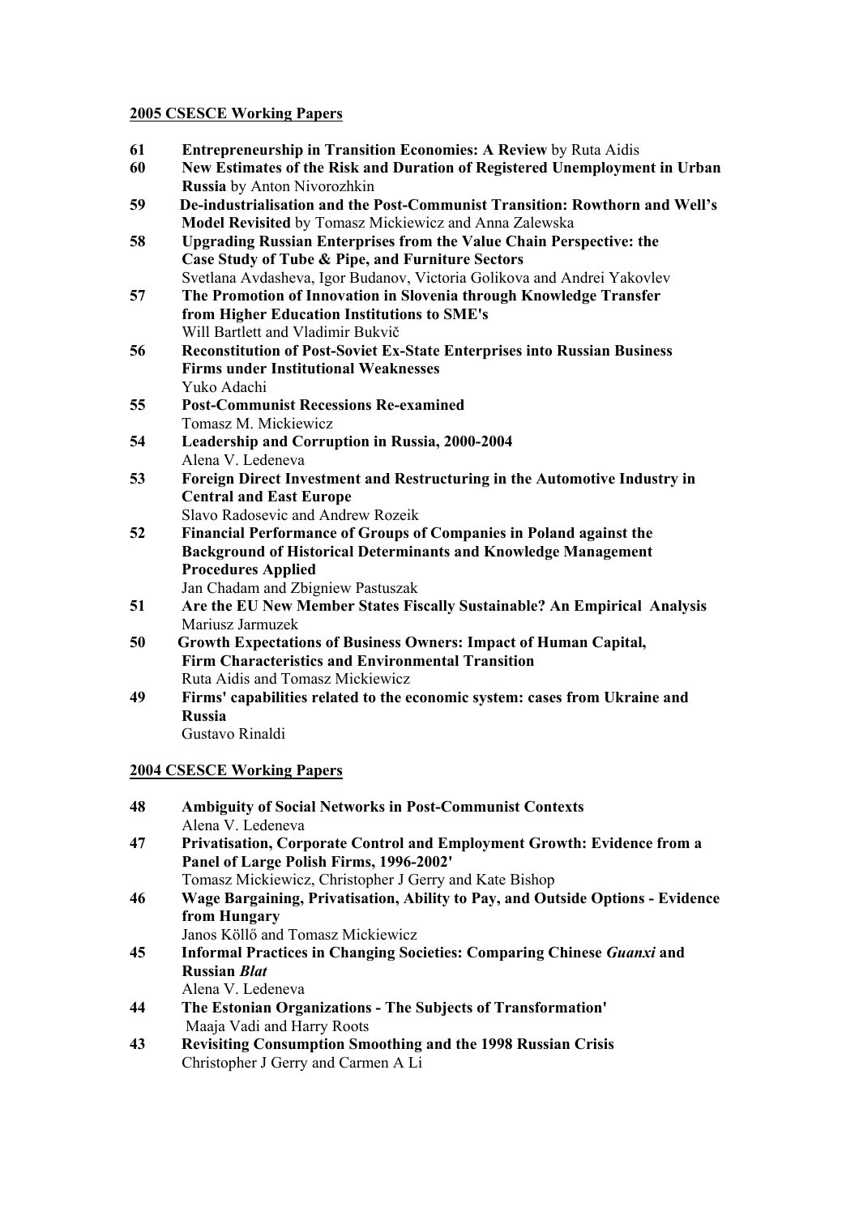**<u>2005 CSESCE Working Papers</u>**

61 **Entrepreneurship in Transition Economies: A Review** by Ruta Aidis

60 **New Estimates of the Risk and Duration of Registered Unemployment in Urban Russia** by Anton Nivorozhkin

59 **De-industrialisation and the Post-Communist Transition: Rowthorn and Well's Model Revisited** by Tomasz Mickiewicz and Anna Zalewska

58 **Upgrading Russian Enterprises from the Value Chain Perspective: the Case Study of Tube & Pipe, and Furniture Sectors**
Svetlana Avdasheva, Igor Budanov, Victoria Golikova and Andrei Yakovlev

57 **The Promotion of Innovation in Slovenia through Knowledge Transfer from Higher Education Institutions to SME's**
Will Bartlett and Vladimir Bukvič

56 **Reconstitution of Post-Soviet Ex-State Enterprises into Russian Business Firms under Institutional Weaknesses**
Yuko Adachi

55 **Post-Communist Recessions Re-examined**
Tomasz M. Mickiewicz

54 **Leadership and Corruption in Russia, 2000-2004**
Alena V. Ledeneva

53 **Foreign Direct Investment and Restructuring in the Automotive Industry in Central and East Europe**
Slavo Radosevic and Andrew Rozeik

52 **Financial Performance of Groups of Companies in Poland against the Background of Historical Determinants and Knowledge Management Procedures Applied**
Jan Chadam and Zbigniew Pastuszak

51 **Are the EU New Member States Fiscally Sustainable? An Empirical Analysis**
Mariusz Jarmuzek

50 **Growth Expectations of Business Owners: Impact of Human Capital, Firm Characteristics and Environmental Transition**
Ruta Aidis and Tomasz Mickiewicz

49 **Firms' capabilities related to the economic system: cases from Ukraine and Russia**
Gustavo Rinaldi

**<u>2004 CSESCE Working Papers</u>**

48 **Ambiguity of Social Networks in Post-Communist Contexts**
Alena V. Ledeneva

47 **Privatisation, Corporate Control and Employment Growth: Evidence from a Panel of Large Polish Firms, 1996-2002'**
Tomasz Mickiewicz, Christopher J Gerry and Kate Bishop

46 **Wage Bargaining, Privatisation, Ability to Pay, and Outside Options - Evidence from Hungary**
Janos Köllő and Tomasz Mickiewicz

45 **Informal Practices in Changing Societies: Comparing Chinese *Guanxi* and Russian *Blat***
Alena V. Ledeneva

44 **The Estonian Organizations - The Subjects of Transformation'**
Maaja Vadi and Harry Roots

43 **Revisiting Consumption Smoothing and the 1998 Russian Crisis**
Christopher J Gerry and Carmen A Li